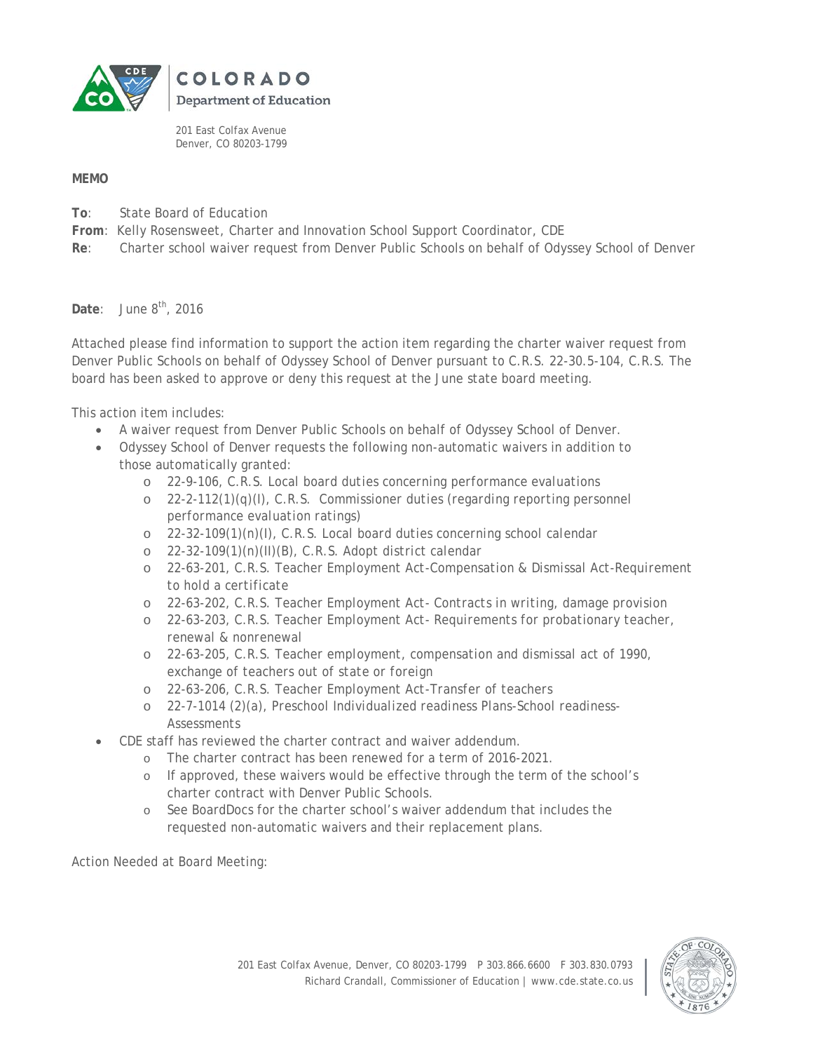COLORADO
Department of Education

201 East Colfax Avenue
Denver, CO 80203-1799

**MEMO**

**To**: State Board of Education
**From**: Kelly Rosensweet, Charter and Innovation School Support Coordinator, CDE
**Re**: Charter school waiver request from Denver Public Schools on behalf of Odyssey School of Denver

**Date**: June 8th, 2016

Attached please find information to support the action item regarding the charter waiver request from Denver Public Schools on behalf of Odyssey School of Denver pursuant to C.R.S. 22-30.5-104, C.R.S. The board has been asked to approve or deny this request at the June state board meeting.

This action item includes:

- A waiver request from Denver Public Schools on behalf of Odyssey School of Denver.
- Odyssey School of Denver requests the following non-automatic waivers in addition to those automatically granted:
  - 22-9-106, C.R.S. Local board duties concerning performance evaluations
  - 22-2-112(1)(q)(I), C.R.S. Commissioner duties (regarding reporting personnel performance evaluation ratings)
  - 22-32-109(1)(n)(I), C.R.S. Local board duties concerning school calendar
  - 22-32-109(1)(n)(II)(B), C.R.S. Adopt district calendar
  - 22-63-201, C.R.S. Teacher Employment Act-Compensation & Dismissal Act-Requirement to hold a certificate
  - 22-63-202, C.R.S. Teacher Employment Act- Contracts in writing, damage provision
  - 22-63-203, C.R.S. Teacher Employment Act- Requirements for probationary teacher, renewal & nonrenewal
  - 22-63-205, C.R.S. Teacher employment, compensation and dismissal act of 1990, exchange of teachers out of state or foreign
  - 22-63-206, C.R.S. Teacher Employment Act-Transfer of teachers
  - 22-7-1014 (2)(a), Preschool Individualized readiness Plans-School readiness-Assessments
- CDE staff has reviewed the charter contract and waiver addendum.
  - The charter contract has been renewed for a term of 2016-2021.
  - If approved, these waivers would be effective through the term of the school's charter contract with Denver Public Schools.
  - See BoardDocs for the charter school's waiver addendum that includes the requested non-automatic waivers and their replacement plans.

Action Needed at Board Meeting: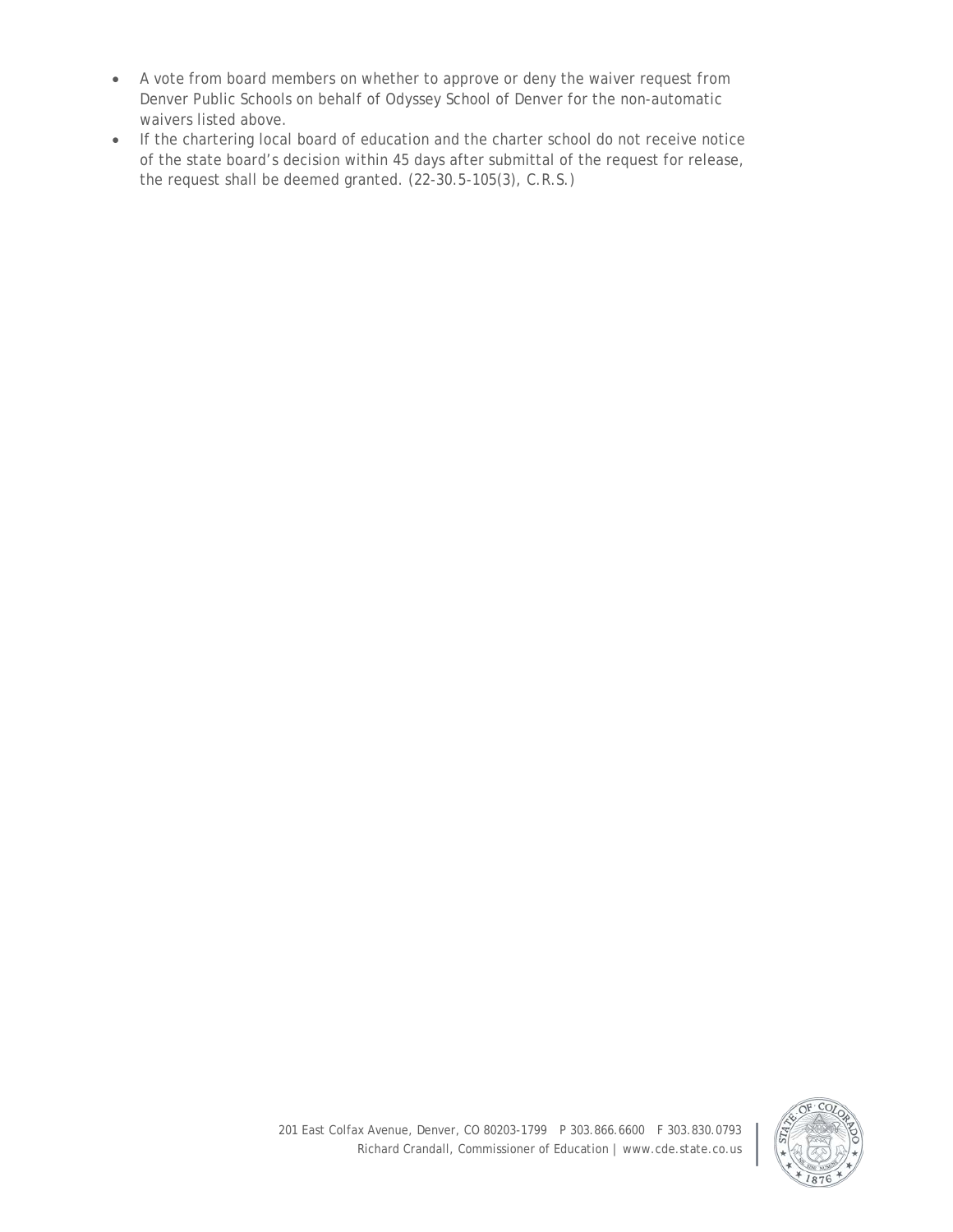- A vote from board members on whether to approve or deny the waiver request from Denver Public Schools on behalf of Odyssey School of Denver for the non-automatic waivers listed above.
- If the chartering local board of education and the charter school do not receive notice of the state board's decision within 45 days after submittal of the request for release, the request shall be deemed granted. (22-30.5-105(3), C.R.S.)